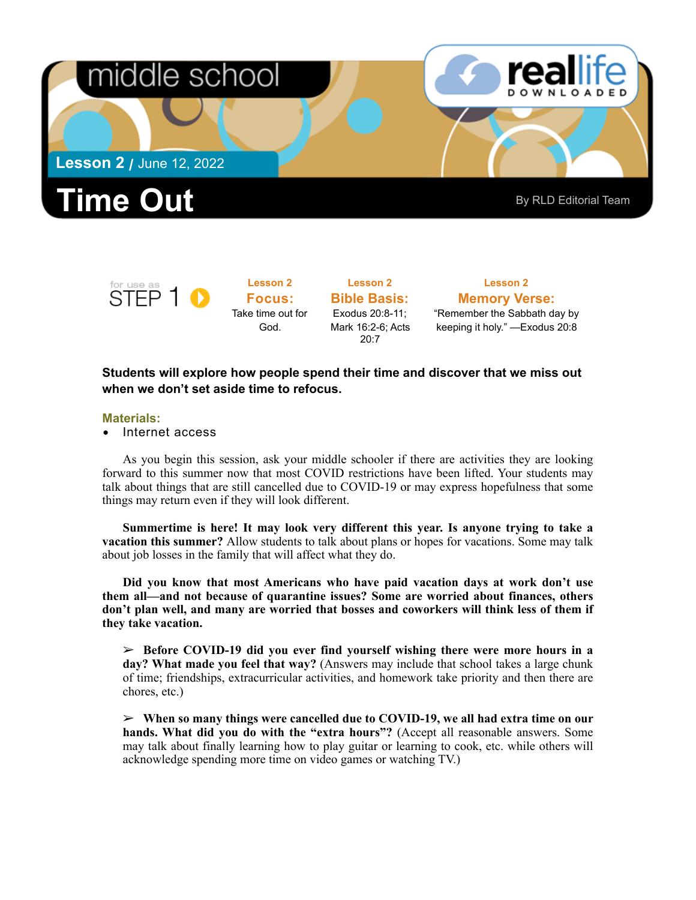middle school

reallife DOWNLOADED

**Lesson 2** / June 12, 2022

# Time Out

By RLD Editorial Team

for use as STEP 1

**Lesson 2**
**Focus:**
Take time out for God.

**Lesson 2**
**Bible Basis:**
Exodus 20:8-11; Mark 16:2-6; Acts 20:7

**Lesson 2**
**Memory Verse:**
"Remember the Sabbath day by keeping it holy." —Exodus 20:8

**Students will explore how people spend their time and discover that we miss out when we don't set aside time to refocus.**

**Materials:**

- Internet access

As you begin this session, ask your middle schooler if there are activities they are looking forward to this summer now that most COVID restrictions have been lifted. Your students may talk about things that are still cancelled due to COVID-19 or may express hopefulness that some things may return even if they will look different.

**Summertime is here! It may look very different this year. Is anyone trying to take a vacation this summer?** Allow students to talk about plans or hopes for vacations. Some may talk about job losses in the family that will affect what they do.

**Did you know that most Americans who have paid vacation days at work don't use them all—and not because of quarantine issues? Some are worried about finances, others don't plan well, and many are worried that bosses and coworkers will think less of them if they take vacation.**

➢ **Before COVID-19 did you ever find yourself wishing there were more hours in a day? What made you feel that way?** (Answers may include that school takes a large chunk of time; friendships, extracurricular activities, and homework take priority and then there are chores, etc.)

➢ **When so many things were cancelled due to COVID-19, we all had extra time on our hands. What did you do with the "extra hours"?** (Accept all reasonable answers. Some may talk about finally learning how to play guitar or learning to cook, etc. while others will acknowledge spending more time on video games or watching TV.)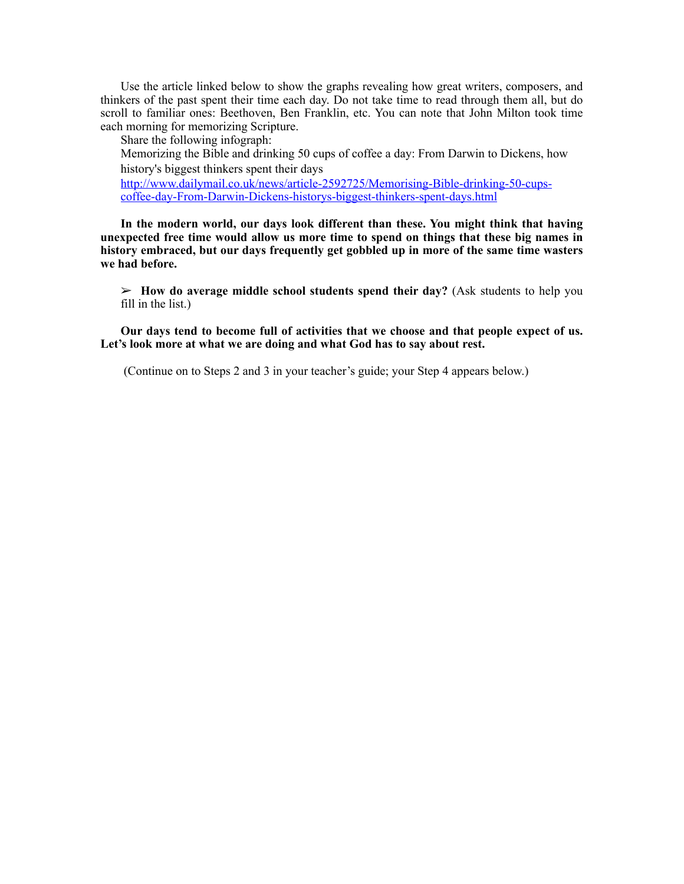Use the article linked below to show the graphs revealing how great writers, composers, and thinkers of the past spent their time each day. Do not take time to read through them all, but do scroll to familiar ones: Beethoven, Ben Franklin, etc. You can note that John Milton took time each morning for memorizing Scripture.

Share the following infograph:

Memorizing the Bible and drinking 50 cups of coffee a day: From Darwin to Dickens, how history's biggest thinkers spent their days

http://www.dailymail.co.uk/news/article-2592725/Memorising-Bible-drinking-50-cups-coffee-day-From-Darwin-Dickens-historys-biggest-thinkers-spent-days.html

**In the modern world, our days look different than these. You might think that having unexpected free time would allow us more time to spend on things that these big names in history embraced, but our days frequently get gobbled up in more of the same time wasters we had before.**

➢ **How do average middle school students spend their day?** (Ask students to help you fill in the list.)

**Our days tend to become full of activities that we choose and that people expect of us. Let's look more at what we are doing and what God has to say about rest.**

(Continue on to Steps 2 and 3 in your teacher's guide; your Step 4 appears below.)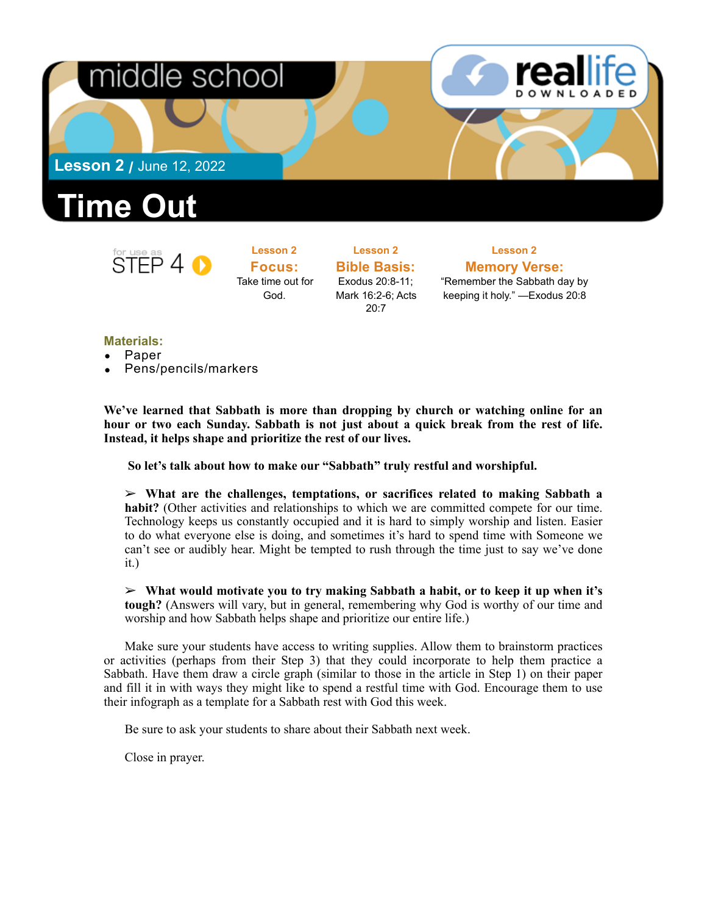middle school

**Lesson 2** / June 12, 2022

# Time Out

for use as STEP 4

**Lesson 2**
**Focus:**
Take time out for God.

**Lesson 2**
**Bible Basis:**
Exodus 20:8-11; Mark 16:2-6; Acts 20:7

**Lesson 2**
**Memory Verse:**
"Remember the Sabbath day by keeping it holy." —Exodus 20:8

**Materials:**

- Paper
- Pens/pencils/markers

**We've learned that Sabbath is more than dropping by church or watching online for an hour or two each Sunday. Sabbath is not just about a quick break from the rest of life. Instead, it helps shape and prioritize the rest of our lives.**

**So let's talk about how to make our "Sabbath" truly restful and worshipful.**

➢ **What are the challenges, temptations, or sacrifices related to making Sabbath a habit?** (Other activities and relationships to which we are committed compete for our time. Technology keeps us constantly occupied and it is hard to simply worship and listen. Easier to do what everyone else is doing, and sometimes it's hard to spend time with Someone we can't see or audibly hear. Might be tempted to rush through the time just to say we've done it.)

➢ **What would motivate you to try making Sabbath a habit, or to keep it up when it's tough?** (Answers will vary, but in general, remembering why God is worthy of our time and worship and how Sabbath helps shape and prioritize our entire life.)

Make sure your students have access to writing supplies. Allow them to brainstorm practices or activities (perhaps from their Step 3) that they could incorporate to help them practice a Sabbath. Have them draw a circle graph (similar to those in the article in Step 1) on their paper and fill it in with ways they might like to spend a restful time with God. Encourage them to use their infograph as a template for a Sabbath rest with God this week.

Be sure to ask your students to share about their Sabbath next week.

Close in prayer.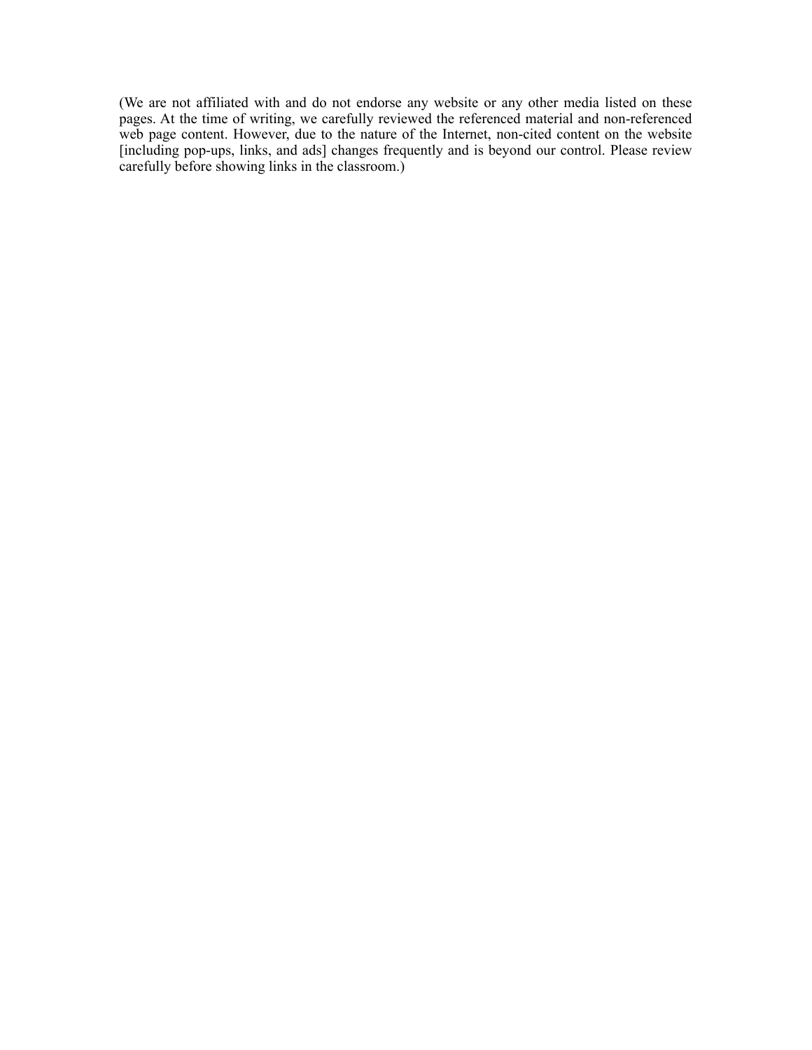(We are not affiliated with and do not endorse any website or any other media listed on these pages. At the time of writing, we carefully reviewed the referenced material and non-referenced web page content. However, due to the nature of the Internet, non-cited content on the website [including pop-ups, links, and ads] changes frequently and is beyond our control. Please review carefully before showing links in the classroom.)